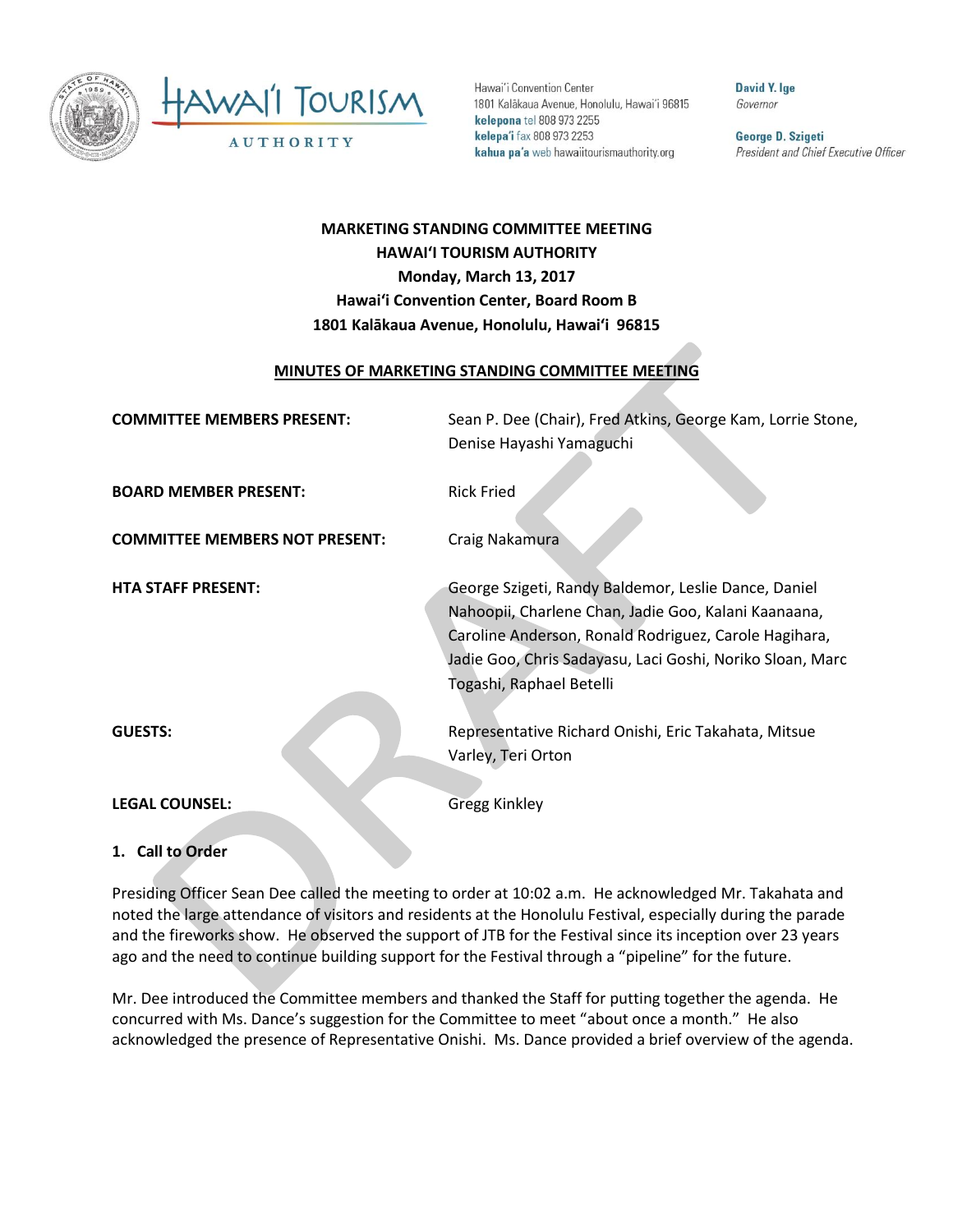Hawaiʻi Tourism Authority

Hawaiʻi Convention Center
1801 Kalākaua Avenue, Honolulu, Hawaiʻi 96815
**kelepona** tel 808 973 2255
**kelepaʻi** fax 808 973 2253
**kahua paʻa** web hawaiitourismauthority.org

**David Y. Ige**
*Governor*

**George D. Szigeti**
*President and Chief Executive Officer*

**MARKETING STANDING COMMITTEE MEETING**
**HAWAIʻI TOURISM AUTHORITY**
**Monday, March 13, 2017**
**Hawaiʻi Convention Center, Board Room B**
**1801 Kalākaua Avenue, Honolulu, Hawaiʻi 96815**

**MINUTES OF MARKETING STANDING COMMITTEE MEETING**

| | |
|---|---|
| **COMMITTEE MEMBERS PRESENT:** | Sean P. Dee (Chair), Fred Atkins, George Kam, Lorrie Stone, Denise Hayashi Yamaguchi |
| **BOARD MEMBER PRESENT:** | Rick Fried |
| **COMMITTEE MEMBERS NOT PRESENT:** | Craig Nakamura |
| **HTA STAFF PRESENT:** | George Szigeti, Randy Baldemor, Leslie Dance, Daniel Nahoopii, Charlene Chan, Jadie Goo, Kalani Kaanaana, Caroline Anderson, Ronald Rodriguez, Carole Hagihara, Jadie Goo, Chris Sadayasu, Laci Goshi, Noriko Sloan, Marc Togashi, Raphael Betelli |
| **GUESTS:** | Representative Richard Onishi, Eric Takahata, Mitsue Varley, Teri Orton |
| **LEGAL COUNSEL:** | Gregg Kinkley |

## 1. Call to Order

Presiding Officer Sean Dee called the meeting to order at 10:02 a.m. He acknowledged Mr. Takahata and noted the large attendance of visitors and residents at the Honolulu Festival, especially during the parade and the fireworks show. He observed the support of JTB for the Festival since its inception over 23 years ago and the need to continue building support for the Festival through a "pipeline" for the future.

Mr. Dee introduced the Committee members and thanked the Staff for putting together the agenda. He concurred with Ms. Dance's suggestion for the Committee to meet "about once a month." He also acknowledged the presence of Representative Onishi. Ms. Dance provided a brief overview of the agenda.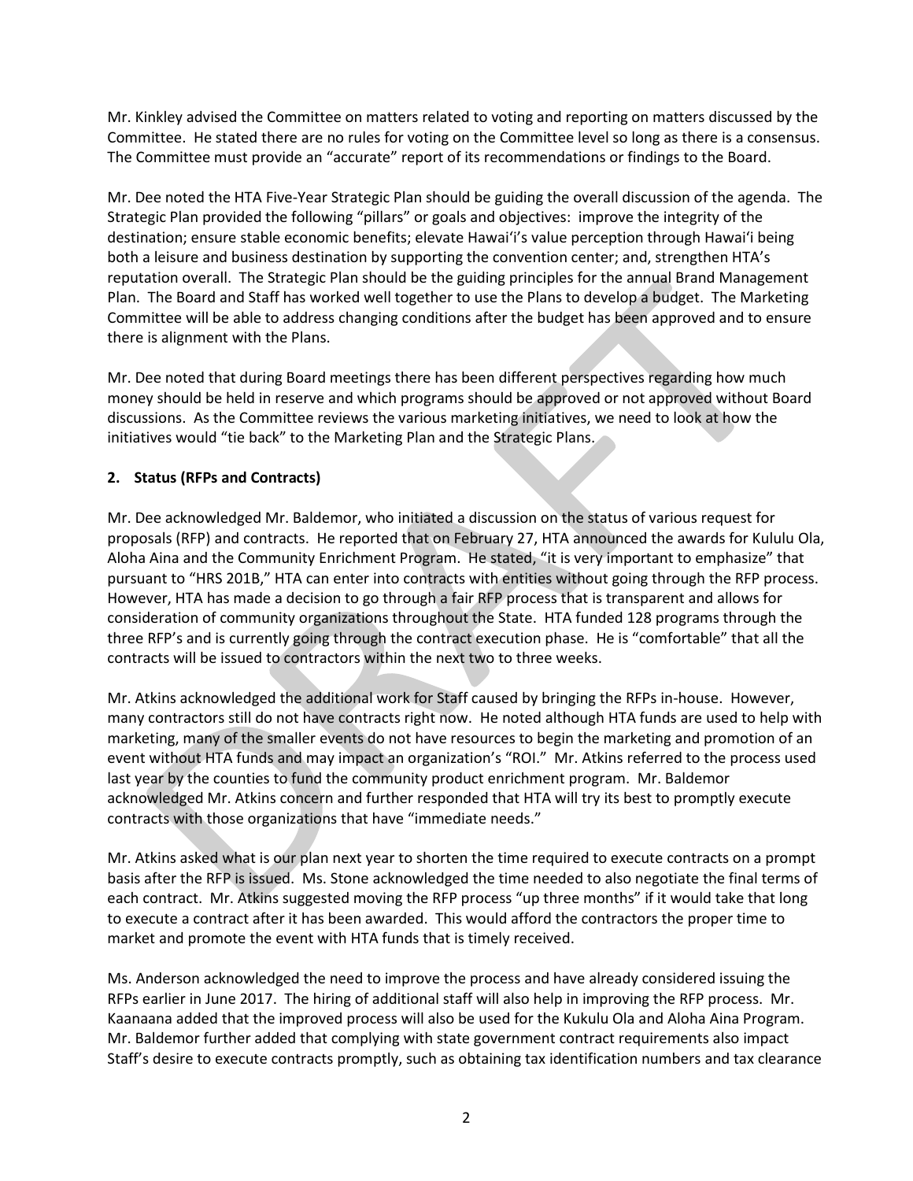Mr. Kinkley advised the Committee on matters related to voting and reporting on matters discussed by the Committee. He stated there are no rules for voting on the Committee level so long as there is a consensus. The Committee must provide an "accurate" report of its recommendations or findings to the Board.

Mr. Dee noted the HTA Five-Year Strategic Plan should be guiding the overall discussion of the agenda. The Strategic Plan provided the following "pillars" or goals and objectives: improve the integrity of the destination; ensure stable economic benefits; elevate Hawai'i's value perception through Hawai'i being both a leisure and business destination by supporting the convention center; and, strengthen HTA's reputation overall. The Strategic Plan should be the guiding principles for the annual Brand Management Plan. The Board and Staff has worked well together to use the Plans to develop a budget. The Marketing Committee will be able to address changing conditions after the budget has been approved and to ensure there is alignment with the Plans.

Mr. Dee noted that during Board meetings there has been different perspectives regarding how much money should be held in reserve and which programs should be approved or not approved without Board discussions. As the Committee reviews the various marketing initiatives, we need to look at how the initiatives would "tie back" to the Marketing Plan and the Strategic Plans.

**2. Status (RFPs and Contracts)**

Mr. Dee acknowledged Mr. Baldemor, who initiated a discussion on the status of various request for proposals (RFP) and contracts. He reported that on February 27, HTA announced the awards for Kululu Ola, Aloha Aina and the Community Enrichment Program. He stated, "it is very important to emphasize" that pursuant to "HRS 201B," HTA can enter into contracts with entities without going through the RFP process. However, HTA has made a decision to go through a fair RFP process that is transparent and allows for consideration of community organizations throughout the State. HTA funded 128 programs through the three RFP's and is currently going through the contract execution phase. He is "comfortable" that all the contracts will be issued to contractors within the next two to three weeks.

Mr. Atkins acknowledged the additional work for Staff caused by bringing the RFPs in-house. However, many contractors still do not have contracts right now. He noted although HTA funds are used to help with marketing, many of the smaller events do not have resources to begin the marketing and promotion of an event without HTA funds and may impact an organization's "ROI." Mr. Atkins referred to the process used last year by the counties to fund the community product enrichment program. Mr. Baldemor acknowledged Mr. Atkins concern and further responded that HTA will try its best to promptly execute contracts with those organizations that have "immediate needs."

Mr. Atkins asked what is our plan next year to shorten the time required to execute contracts on a prompt basis after the RFP is issued. Ms. Stone acknowledged the time needed to also negotiate the final terms of each contract. Mr. Atkins suggested moving the RFP process "up three months" if it would take that long to execute a contract after it has been awarded. This would afford the contractors the proper time to market and promote the event with HTA funds that is timely received.

Ms. Anderson acknowledged the need to improve the process and have already considered issuing the RFPs earlier in June 2017. The hiring of additional staff will also help in improving the RFP process. Mr. Kaanaana added that the improved process will also be used for the Kukulu Ola and Aloha Aina Program. Mr. Baldemor further added that complying with state government contract requirements also impact Staff's desire to execute contracts promptly, such as obtaining tax identification numbers and tax clearance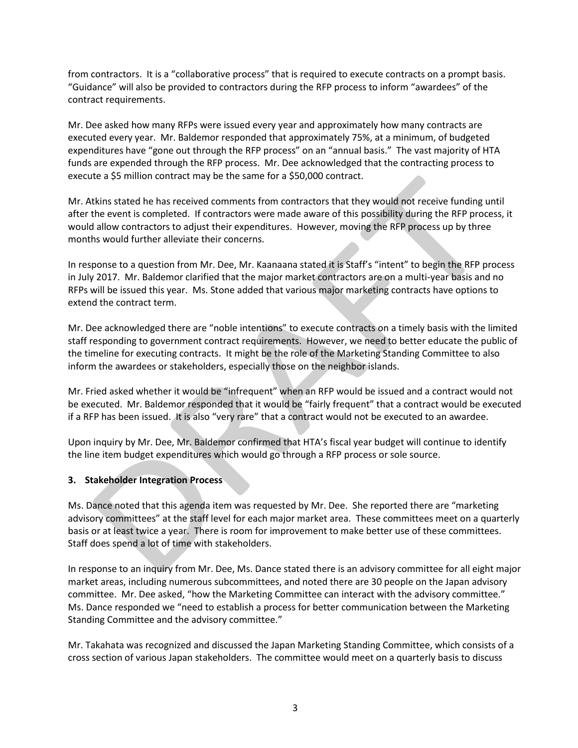from contractors. It is a "collaborative process" that is required to execute contracts on a prompt basis. "Guidance" will also be provided to contractors during the RFP process to inform "awardees" of the contract requirements.

Mr. Dee asked how many RFPs were issued every year and approximately how many contracts are executed every year. Mr. Baldemor responded that approximately 75%, at a minimum, of budgeted expenditures have "gone out through the RFP process" on an "annual basis." The vast majority of HTA funds are expended through the RFP process. Mr. Dee acknowledged that the contracting process to execute a $5 million contract may be the same for a $50,000 contract.

Mr. Atkins stated he has received comments from contractors that they would not receive funding until after the event is completed. If contractors were made aware of this possibility during the RFP process, it would allow contractors to adjust their expenditures. However, moving the RFP process up by three months would further alleviate their concerns.

In response to a question from Mr. Dee, Mr. Kaanaana stated it is Staff's "intent" to begin the RFP process in July 2017. Mr. Baldemor clarified that the major market contractors are on a multi-year basis and no RFPs will be issued this year. Ms. Stone added that various major marketing contracts have options to extend the contract term.

Mr. Dee acknowledged there are "noble intentions" to execute contracts on a timely basis with the limited staff responding to government contract requirements. However, we need to better educate the public of the timeline for executing contracts. It might be the role of the Marketing Standing Committee to also inform the awardees or stakeholders, especially those on the neighbor islands.

Mr. Fried asked whether it would be "infrequent" when an RFP would be issued and a contract would not be executed. Mr. Baldemor responded that it would be "fairly frequent" that a contract would be executed if a RFP has been issued. It is also "very rare" that a contract would not be executed to an awardee.

Upon inquiry by Mr. Dee, Mr. Baldemor confirmed that HTA's fiscal year budget will continue to identify the line item budget expenditures which would go through a RFP process or sole source.

### 3. Stakeholder Integration Process

Ms. Dance noted that this agenda item was requested by Mr. Dee. She reported there are "marketing advisory committees" at the staff level for each major market area. These committees meet on a quarterly basis or at least twice a year. There is room for improvement to make better use of these committees. Staff does spend a lot of time with stakeholders.

In response to an inquiry from Mr. Dee, Ms. Dance stated there is an advisory committee for all eight major market areas, including numerous subcommittees, and noted there are 30 people on the Japan advisory committee. Mr. Dee asked, "how the Marketing Committee can interact with the advisory committee." Ms. Dance responded we "need to establish a process for better communication between the Marketing Standing Committee and the advisory committee."

Mr. Takahata was recognized and discussed the Japan Marketing Standing Committee, which consists of a cross section of various Japan stakeholders. The committee would meet on a quarterly basis to discuss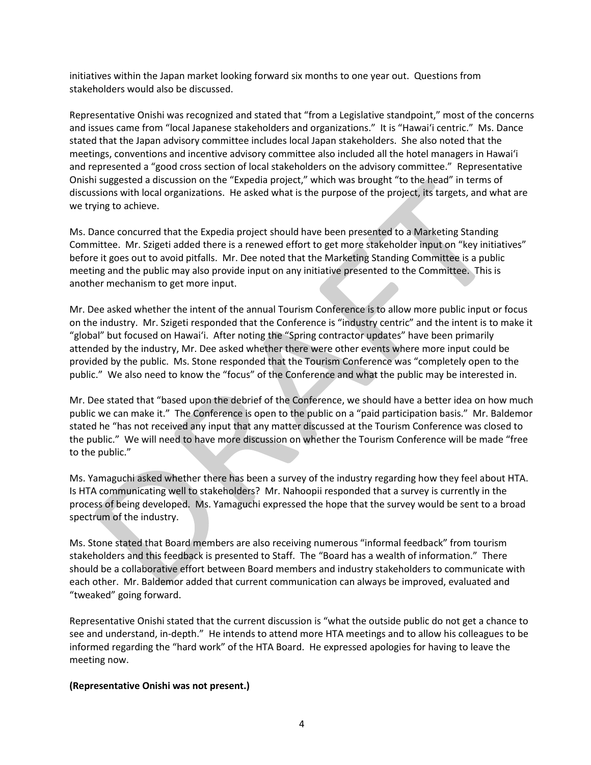initiatives within the Japan market looking forward six months to one year out. Questions from stakeholders would also be discussed.

Representative Onishi was recognized and stated that "from a Legislative standpoint," most of the concerns and issues came from "local Japanese stakeholders and organizations." It is "Hawaiʻi centric." Ms. Dance stated that the Japan advisory committee includes local Japan stakeholders. She also noted that the meetings, conventions and incentive advisory committee also included all the hotel managers in Hawaiʻi and represented a "good cross section of local stakeholders on the advisory committee." Representative Onishi suggested a discussion on the "Expedia project," which was brought "to the head" in terms of discussions with local organizations. He asked what is the purpose of the project, its targets, and what are we trying to achieve.

Ms. Dance concurred that the Expedia project should have been presented to a Marketing Standing Committee. Mr. Szigeti added there is a renewed effort to get more stakeholder input on "key initiatives" before it goes out to avoid pitfalls. Mr. Dee noted that the Marketing Standing Committee is a public meeting and the public may also provide input on any initiative presented to the Committee. This is another mechanism to get more input.

Mr. Dee asked whether the intent of the annual Tourism Conference is to allow more public input or focus on the industry. Mr. Szigeti responded that the Conference is "industry centric" and the intent is to make it "global" but focused on Hawaiʻi. After noting the "Spring contractor updates" have been primarily attended by the industry, Mr. Dee asked whether there were other events where more input could be provided by the public. Ms. Stone responded that the Tourism Conference was "completely open to the public." We also need to know the "focus" of the Conference and what the public may be interested in.

Mr. Dee stated that "based upon the debrief of the Conference, we should have a better idea on how much public we can make it." The Conference is open to the public on a "paid participation basis." Mr. Baldemor stated he "has not received any input that any matter discussed at the Tourism Conference was closed to the public." We will need to have more discussion on whether the Tourism Conference will be made "free to the public."

Ms. Yamaguchi asked whether there has been a survey of the industry regarding how they feel about HTA. Is HTA communicating well to stakeholders? Mr. Nahoopii responded that a survey is currently in the process of being developed. Ms. Yamaguchi expressed the hope that the survey would be sent to a broad spectrum of the industry.

Ms. Stone stated that Board members are also receiving numerous "informal feedback" from tourism stakeholders and this feedback is presented to Staff. The "Board has a wealth of information." There should be a collaborative effort between Board members and industry stakeholders to communicate with each other. Mr. Baldemor added that current communication can always be improved, evaluated and "tweaked" going forward.

Representative Onishi stated that the current discussion is "what the outside public do not get a chance to see and understand, in-depth." He intends to attend more HTA meetings and to allow his colleagues to be informed regarding the "hard work" of the HTA Board. He expressed apologies for having to leave the meeting now.

**(Representative Onishi was not present.)**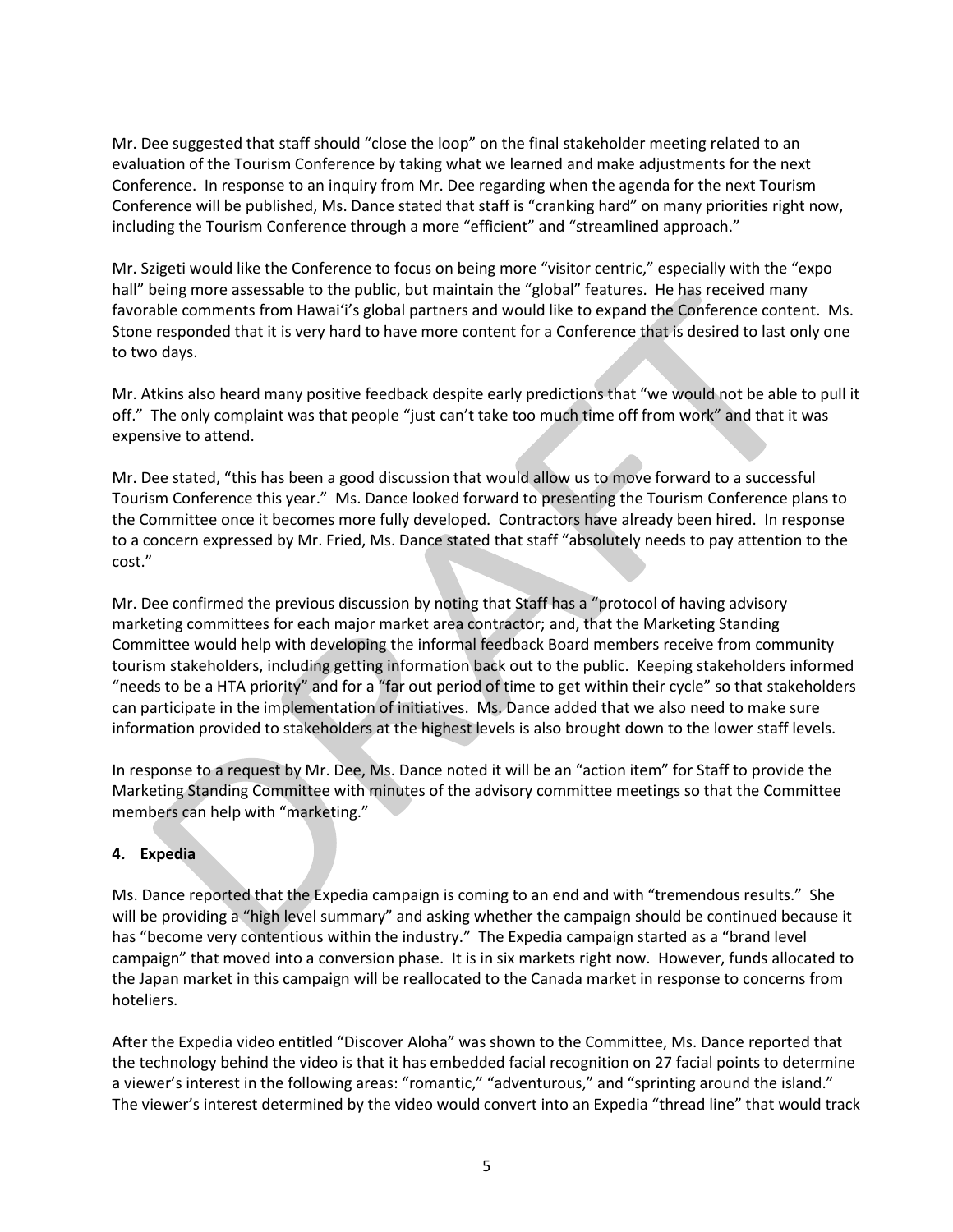Mr. Dee suggested that staff should "close the loop" on the final stakeholder meeting related to an evaluation of the Tourism Conference by taking what we learned and make adjustments for the next Conference. In response to an inquiry from Mr. Dee regarding when the agenda for the next Tourism Conference will be published, Ms. Dance stated that staff is "cranking hard" on many priorities right now, including the Tourism Conference through a more "efficient" and "streamlined approach."

Mr. Szigeti would like the Conference to focus on being more "visitor centric," especially with the "expo hall" being more assessable to the public, but maintain the "global" features. He has received many favorable comments from Hawai'i's global partners and would like to expand the Conference content. Ms. Stone responded that it is very hard to have more content for a Conference that is desired to last only one to two days.

Mr. Atkins also heard many positive feedback despite early predictions that "we would not be able to pull it off." The only complaint was that people "just can't take too much time off from work" and that it was expensive to attend.

Mr. Dee stated, "this has been a good discussion that would allow us to move forward to a successful Tourism Conference this year." Ms. Dance looked forward to presenting the Tourism Conference plans to the Committee once it becomes more fully developed. Contractors have already been hired. In response to a concern expressed by Mr. Fried, Ms. Dance stated that staff "absolutely needs to pay attention to the cost."

Mr. Dee confirmed the previous discussion by noting that Staff has a "protocol of having advisory marketing committees for each major market area contractor; and, that the Marketing Standing Committee would help with developing the informal feedback Board members receive from community tourism stakeholders, including getting information back out to the public. Keeping stakeholders informed "needs to be a HTA priority" and for a "far out period of time to get within their cycle" so that stakeholders can participate in the implementation of initiatives. Ms. Dance added that we also need to make sure information provided to stakeholders at the highest levels is also brought down to the lower staff levels.

In response to a request by Mr. Dee, Ms. Dance noted it will be an "action item" for Staff to provide the Marketing Standing Committee with minutes of the advisory committee meetings so that the Committee members can help with "marketing."

**4. Expedia**

Ms. Dance reported that the Expedia campaign is coming to an end and with "tremendous results." She will be providing a "high level summary" and asking whether the campaign should be continued because it has "become very contentious within the industry." The Expedia campaign started as a "brand level campaign" that moved into a conversion phase. It is in six markets right now. However, funds allocated to the Japan market in this campaign will be reallocated to the Canada market in response to concerns from hoteliers.

After the Expedia video entitled "Discover Aloha" was shown to the Committee, Ms. Dance reported that the technology behind the video is that it has embedded facial recognition on 27 facial points to determine a viewer's interest in the following areas: "romantic," "adventurous," and "sprinting around the island." The viewer's interest determined by the video would convert into an Expedia "thread line" that would track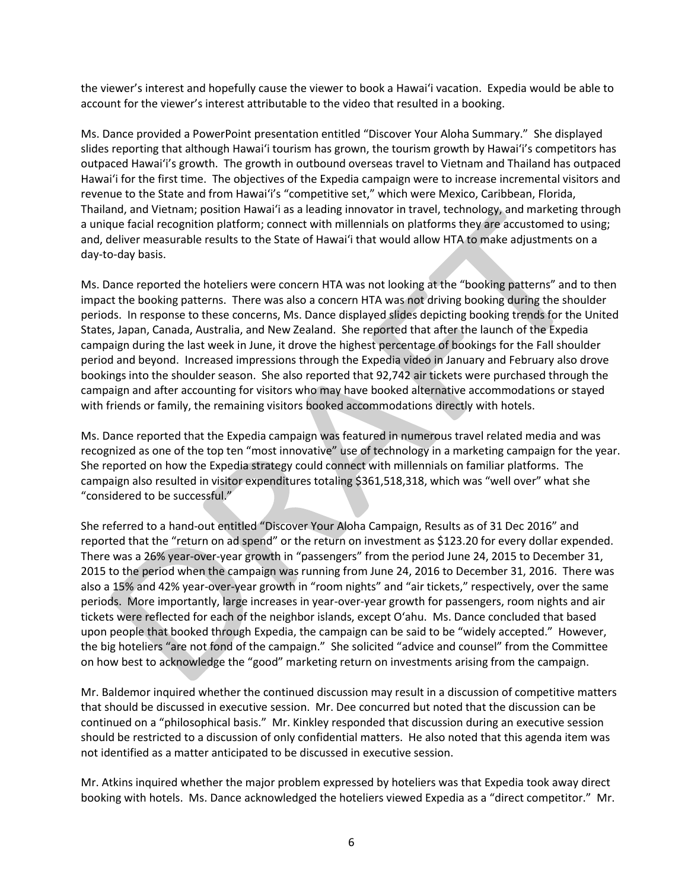the viewer's interest and hopefully cause the viewer to book a Hawai'i vacation. Expedia would be able to account for the viewer's interest attributable to the video that resulted in a booking.

Ms. Dance provided a PowerPoint presentation entitled "Discover Your Aloha Summary." She displayed slides reporting that although Hawai'i tourism has grown, the tourism growth by Hawai'i's competitors has outpaced Hawai'i's growth. The growth in outbound overseas travel to Vietnam and Thailand has outpaced Hawai'i for the first time. The objectives of the Expedia campaign were to increase incremental visitors and revenue to the State and from Hawai'i's "competitive set," which were Mexico, Caribbean, Florida, Thailand, and Vietnam; position Hawai'i as a leading innovator in travel, technology, and marketing through a unique facial recognition platform; connect with millennials on platforms they are accustomed to using; and, deliver measurable results to the State of Hawai'i that would allow HTA to make adjustments on a day-to-day basis.

Ms. Dance reported the hoteliers were concern HTA was not looking at the "booking patterns" and to then impact the booking patterns. There was also a concern HTA was not driving booking during the shoulder periods. In response to these concerns, Ms. Dance displayed slides depicting booking trends for the United States, Japan, Canada, Australia, and New Zealand. She reported that after the launch of the Expedia campaign during the last week in June, it drove the highest percentage of bookings for the Fall shoulder period and beyond. Increased impressions through the Expedia video in January and February also drove bookings into the shoulder season. She also reported that 92,742 air tickets were purchased through the campaign and after accounting for visitors who may have booked alternative accommodations or stayed with friends or family, the remaining visitors booked accommodations directly with hotels.

Ms. Dance reported that the Expedia campaign was featured in numerous travel related media and was recognized as one of the top ten "most innovative" use of technology in a marketing campaign for the year. She reported on how the Expedia strategy could connect with millennials on familiar platforms. The campaign also resulted in visitor expenditures totaling $361,518,318, which was "well over" what she "considered to be successful."

She referred to a hand-out entitled "Discover Your Aloha Campaign, Results as of 31 Dec 2016" and reported that the "return on ad spend" or the return on investment as $123.20 for every dollar expended. There was a 26% year-over-year growth in "passengers" from the period June 24, 2015 to December 31, 2015 to the period when the campaign was running from June 24, 2016 to December 31, 2016. There was also a 15% and 42% year-over-year growth in "room nights" and "air tickets," respectively, over the same periods. More importantly, large increases in year-over-year growth for passengers, room nights and air tickets were reflected for each of the neighbor islands, except O'ahu. Ms. Dance concluded that based upon people that booked through Expedia, the campaign can be said to be "widely accepted." However, the big hoteliers "are not fond of the campaign." She solicited "advice and counsel" from the Committee on how best to acknowledge the "good" marketing return on investments arising from the campaign.

Mr. Baldemor inquired whether the continued discussion may result in a discussion of competitive matters that should be discussed in executive session. Mr. Dee concurred but noted that the discussion can be continued on a "philosophical basis." Mr. Kinkley responded that discussion during an executive session should be restricted to a discussion of only confidential matters. He also noted that this agenda item was not identified as a matter anticipated to be discussed in executive session.

Mr. Atkins inquired whether the major problem expressed by hoteliers was that Expedia took away direct booking with hotels. Ms. Dance acknowledged the hoteliers viewed Expedia as a "direct competitor." Mr.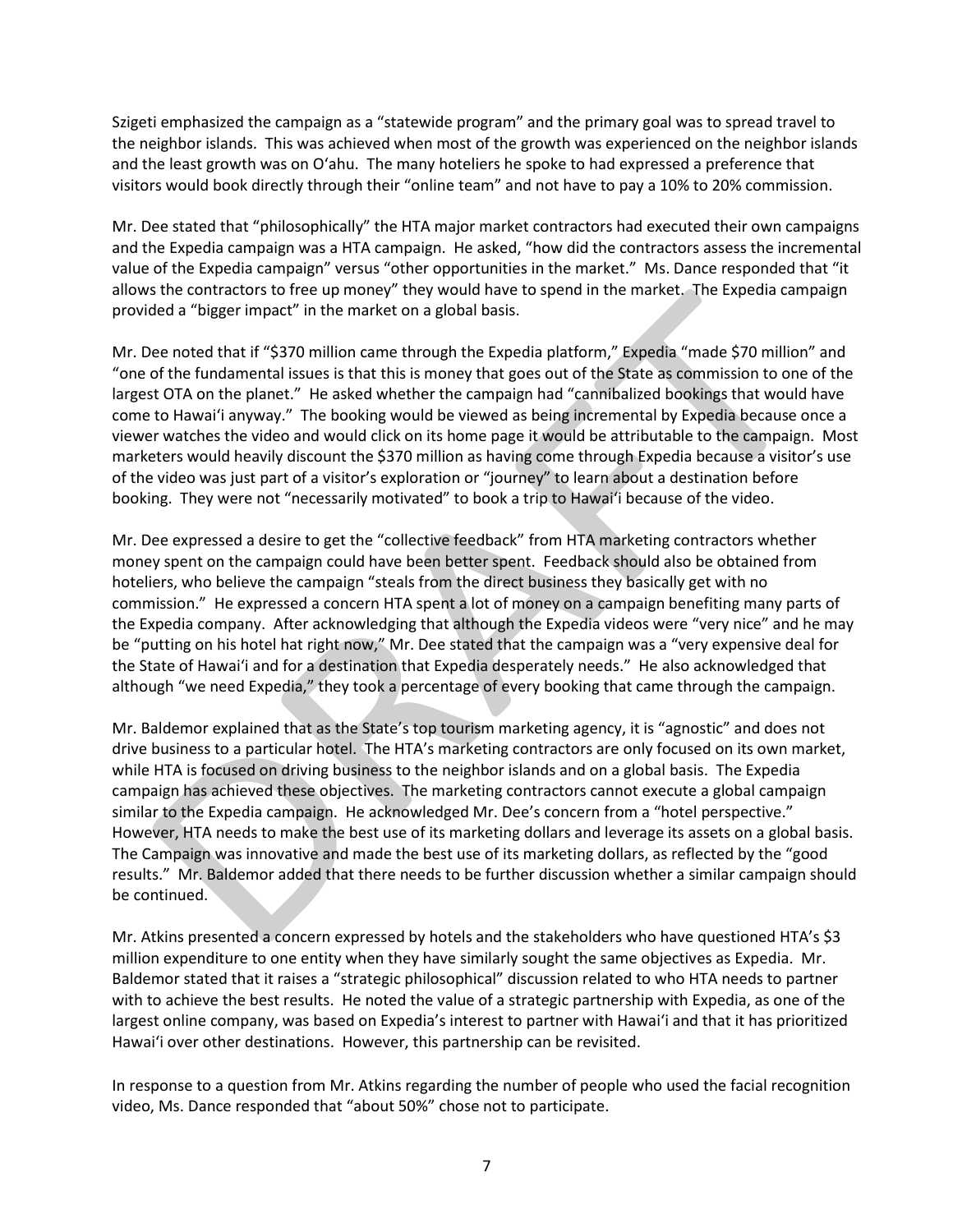Szigeti emphasized the campaign as a "statewide program" and the primary goal was to spread travel to the neighbor islands. This was achieved when most of the growth was experienced on the neighbor islands and the least growth was on O'ahu. The many hoteliers he spoke to had expressed a preference that visitors would book directly through their "online team" and not have to pay a 10% to 20% commission.

Mr. Dee stated that "philosophically" the HTA major market contractors had executed their own campaigns and the Expedia campaign was a HTA campaign. He asked, "how did the contractors assess the incremental value of the Expedia campaign" versus "other opportunities in the market." Ms. Dance responded that "it allows the contractors to free up money" they would have to spend in the market. The Expedia campaign provided a "bigger impact" in the market on a global basis.

Mr. Dee noted that if "$370 million came through the Expedia platform," Expedia "made $70 million" and "one of the fundamental issues is that this is money that goes out of the State as commission to one of the largest OTA on the planet." He asked whether the campaign had "cannibalized bookings that would have come to Hawai'i anyway." The booking would be viewed as being incremental by Expedia because once a viewer watches the video and would click on its home page it would be attributable to the campaign. Most marketers would heavily discount the $370 million as having come through Expedia because a visitor's use of the video was just part of a visitor's exploration or "journey" to learn about a destination before booking. They were not "necessarily motivated" to book a trip to Hawai'i because of the video.

Mr. Dee expressed a desire to get the "collective feedback" from HTA marketing contractors whether money spent on the campaign could have been better spent. Feedback should also be obtained from hoteliers, who believe the campaign "steals from the direct business they basically get with no commission." He expressed a concern HTA spent a lot of money on a campaign benefiting many parts of the Expedia company. After acknowledging that although the Expedia videos were "very nice" and he may be "putting on his hotel hat right now," Mr. Dee stated that the campaign was a "very expensive deal for the State of Hawai'i and for a destination that Expedia desperately needs." He also acknowledged that although "we need Expedia," they took a percentage of every booking that came through the campaign.

Mr. Baldemor explained that as the State's top tourism marketing agency, it is "agnostic" and does not drive business to a particular hotel. The HTA's marketing contractors are only focused on its own market, while HTA is focused on driving business to the neighbor islands and on a global basis. The Expedia campaign has achieved these objectives. The marketing contractors cannot execute a global campaign similar to the Expedia campaign. He acknowledged Mr. Dee's concern from a "hotel perspective." However, HTA needs to make the best use of its marketing dollars and leverage its assets on a global basis. The Campaign was innovative and made the best use of its marketing dollars, as reflected by the "good results." Mr. Baldemor added that there needs to be further discussion whether a similar campaign should be continued.

Mr. Atkins presented a concern expressed by hotels and the stakeholders who have questioned HTA's $3 million expenditure to one entity when they have similarly sought the same objectives as Expedia. Mr. Baldemor stated that it raises a "strategic philosophical" discussion related to who HTA needs to partner with to achieve the best results. He noted the value of a strategic partnership with Expedia, as one of the largest online company, was based on Expedia's interest to partner with Hawai'i and that it has prioritized Hawai'i over other destinations. However, this partnership can be revisited.

In response to a question from Mr. Atkins regarding the number of people who used the facial recognition video, Ms. Dance responded that "about 50%" chose not to participate.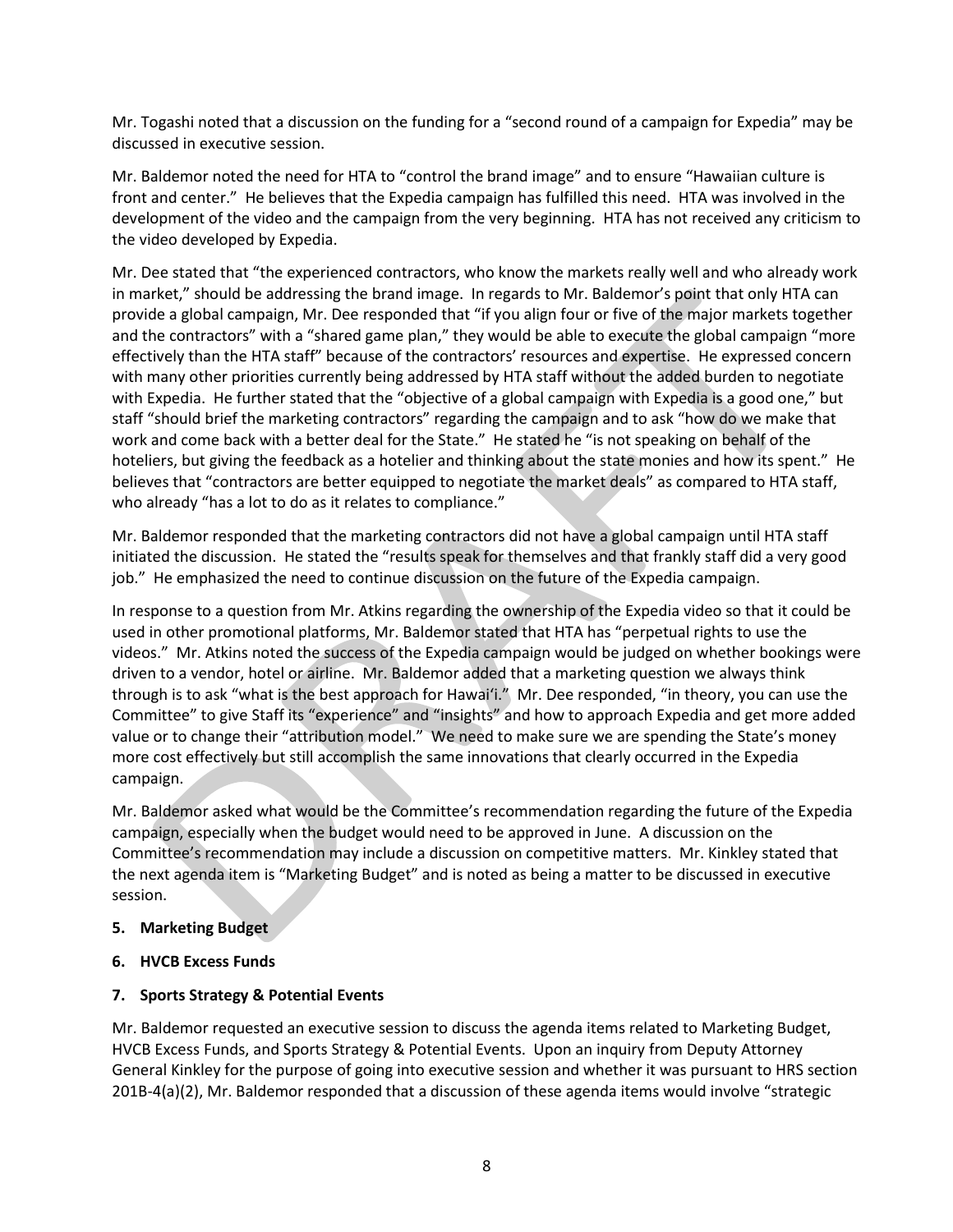Mr. Togashi noted that a discussion on the funding for a "second round of a campaign for Expedia" may be discussed in executive session.

Mr. Baldemor noted the need for HTA to "control the brand image" and to ensure "Hawaiian culture is front and center." He believes that the Expedia campaign has fulfilled this need. HTA was involved in the development of the video and the campaign from the very beginning. HTA has not received any criticism to the video developed by Expedia.

Mr. Dee stated that "the experienced contractors, who know the markets really well and who already work in market," should be addressing the brand image. In regards to Mr. Baldemor's point that only HTA can provide a global campaign, Mr. Dee responded that "if you align four or five of the major markets together and the contractors" with a "shared game plan," they would be able to execute the global campaign "more effectively than the HTA staff" because of the contractors' resources and expertise. He expressed concern with many other priorities currently being addressed by HTA staff without the added burden to negotiate with Expedia. He further stated that the "objective of a global campaign with Expedia is a good one," but staff "should brief the marketing contractors" regarding the campaign and to ask "how do we make that work and come back with a better deal for the State." He stated he "is not speaking on behalf of the hoteliers, but giving the feedback as a hotelier and thinking about the state monies and how its spent." He believes that "contractors are better equipped to negotiate the market deals" as compared to HTA staff, who already "has a lot to do as it relates to compliance."

Mr. Baldemor responded that the marketing contractors did not have a global campaign until HTA staff initiated the discussion. He stated the "results speak for themselves and that frankly staff did a very good job." He emphasized the need to continue discussion on the future of the Expedia campaign.

In response to a question from Mr. Atkins regarding the ownership of the Expedia video so that it could be used in other promotional platforms, Mr. Baldemor stated that HTA has "perpetual rights to use the videos." Mr. Atkins noted the success of the Expedia campaign would be judged on whether bookings were driven to a vendor, hotel or airline. Mr. Baldemor added that a marketing question we always think through is to ask "what is the best approach for Hawai'i." Mr. Dee responded, "in theory, you can use the Committee" to give Staff its "experience" and "insights" and how to approach Expedia and get more added value or to change their "attribution model." We need to make sure we are spending the State's money more cost effectively but still accomplish the same innovations that clearly occurred in the Expedia campaign.

Mr. Baldemor asked what would be the Committee's recommendation regarding the future of the Expedia campaign, especially when the budget would need to be approved in June. A discussion on the Committee's recommendation may include a discussion on competitive matters. Mr. Kinkley stated that the next agenda item is "Marketing Budget" and is noted as being a matter to be discussed in executive session.

**5. Marketing Budget**

**6. HVCB Excess Funds**

**7. Sports Strategy & Potential Events**

Mr. Baldemor requested an executive session to discuss the agenda items related to Marketing Budget, HVCB Excess Funds, and Sports Strategy & Potential Events. Upon an inquiry from Deputy Attorney General Kinkley for the purpose of going into executive session and whether it was pursuant to HRS section 201B-4(a)(2), Mr. Baldemor responded that a discussion of these agenda items would involve "strategic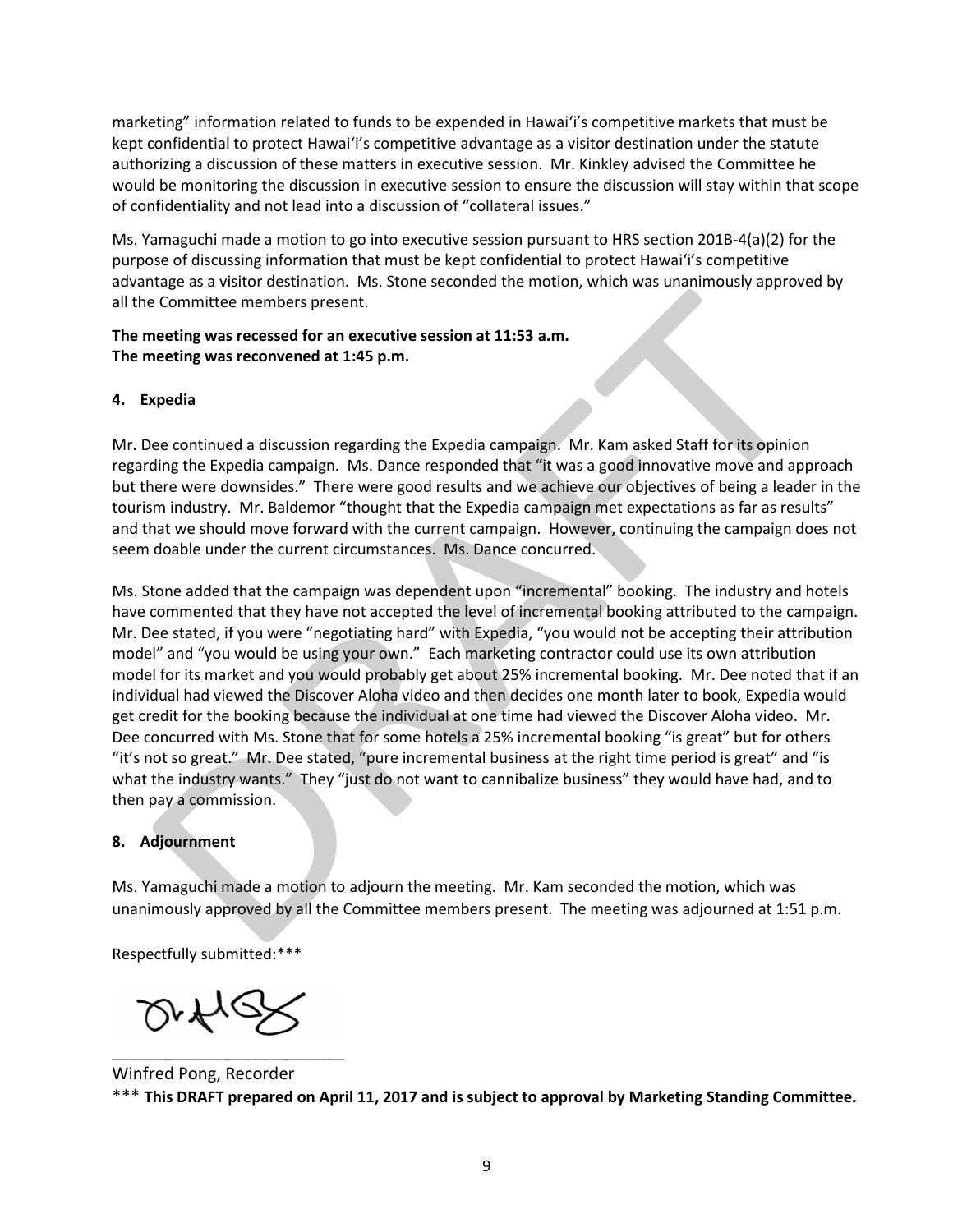marketing" information related to funds to be expended in Hawai'i's competitive markets that must be kept confidential to protect Hawai'i's competitive advantage as a visitor destination under the statute authorizing a discussion of these matters in executive session. Mr. Kinkley advised the Committee he would be monitoring the discussion in executive session to ensure the discussion will stay within that scope of confidentiality and not lead into a discussion of "collateral issues."

Ms. Yamaguchi made a motion to go into executive session pursuant to HRS section 201B-4(a)(2) for the purpose of discussing information that must be kept confidential to protect Hawai'i's competitive advantage as a visitor destination. Ms. Stone seconded the motion, which was unanimously approved by all the Committee members present.

**The meeting was recessed for an executive session at 11:53 a.m.**
**The meeting was reconvened at 1:45 p.m.**

**4. Expedia**

Mr. Dee continued a discussion regarding the Expedia campaign. Mr. Kam asked Staff for its opinion regarding the Expedia campaign. Ms. Dance responded that "it was a good innovative move and approach but there were downsides." There were good results and we achieve our objectives of being a leader in the tourism industry. Mr. Baldemor "thought that the Expedia campaign met expectations as far as results" and that we should move forward with the current campaign. However, continuing the campaign does not seem doable under the current circumstances. Ms. Dance concurred.

Ms. Stone added that the campaign was dependent upon "incremental" booking. The industry and hotels have commented that they have not accepted the level of incremental booking attributed to the campaign. Mr. Dee stated, if you were "negotiating hard" with Expedia, "you would not be accepting their attribution model" and "you would be using your own." Each marketing contractor could use its own attribution model for its market and you would probably get about 25% incremental booking. Mr. Dee noted that if an individual had viewed the Discover Aloha video and then decides one month later to book, Expedia would get credit for the booking because the individual at one time had viewed the Discover Aloha video. Mr. Dee concurred with Ms. Stone that for some hotels a 25% incremental booking "is great" but for others "it's not so great." Mr. Dee stated, "pure incremental business at the right time period is great" and "is what the industry wants." They "just do not want to cannibalize business" they would have had, and to then pay a commission.

**8. Adjournment**

Ms. Yamaguchi made a motion to adjourn the meeting. Mr. Kam seconded the motion, which was unanimously approved by all the Committee members present. The meeting was adjourned at 1:51 p.m.

Respectfully submitted:***

___________________________

Winfred Pong, Recorder

*** **This DRAFT prepared on April 11, 2017 and is subject to approval by Marketing Standing Committee.**